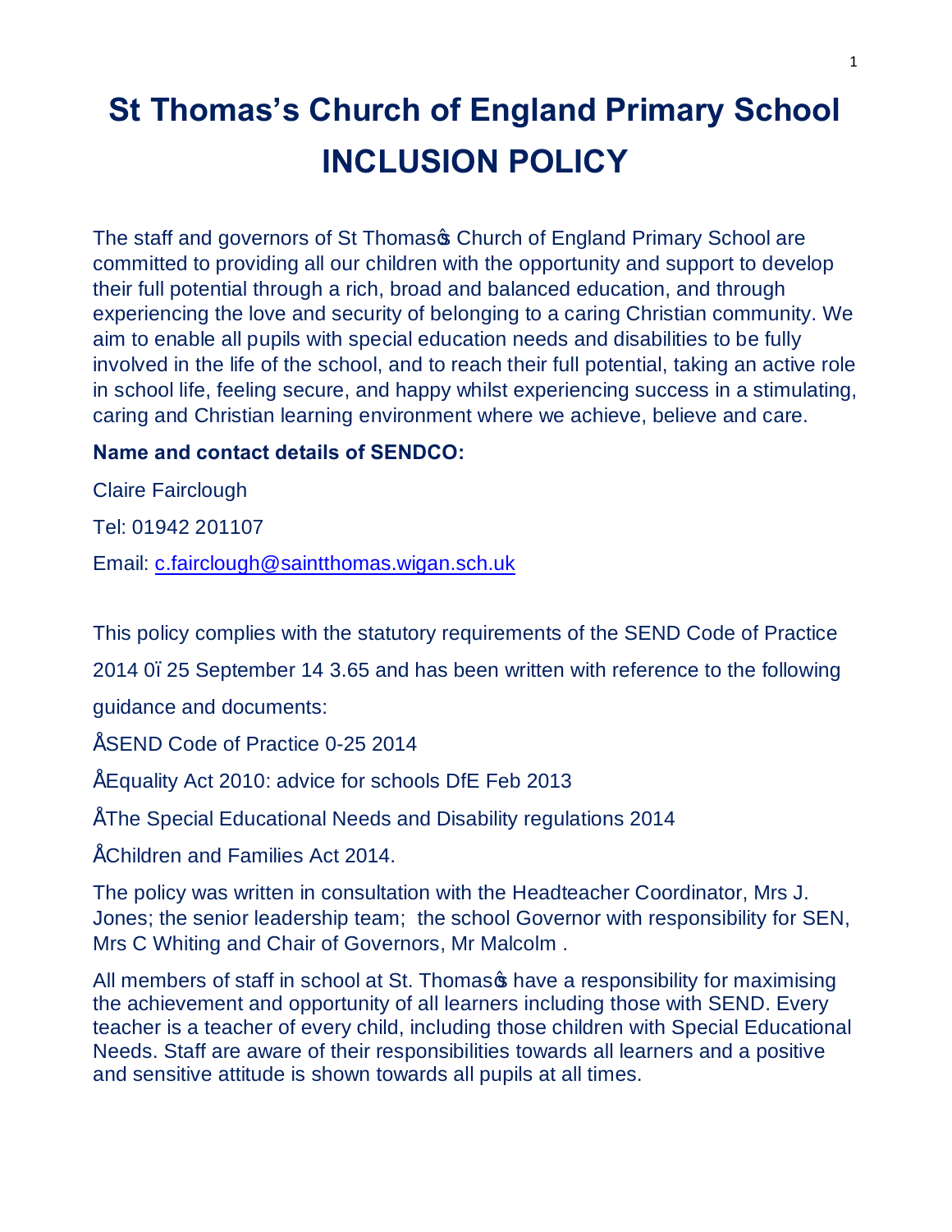# St Thomas's Church of England Primary School
# INCLUSION POLICY

The staff and governors of St Thomas◊s Church of England Primary School are committed to providing all our children with the opportunity and support to develop their full potential through a rich, broad and balanced education, and through experiencing the love and security of belonging to a caring Christian community. We aim to enable all pupils with special education needs and disabilities to be fully involved in the life of the school, and to reach their full potential, taking an active role in school life, feeling secure, and happy whilst experiencing success in a stimulating, caring and Christian learning environment where we achieve, believe and care.

**Name and contact details of SENDCO:**

Claire Fairclough

Tel: 01942 201107

Email: c.fairclough@saintthomas.wigan.sch.uk

This policy complies with the statutory requirements of the SEND Code of Practice 2014 0ï 25 September 14 3.65 and has been written with reference to the following guidance and documents:

ÅSEND Code of Practice 0-25 2014

ÅEquality Act 2010: advice for schools DfE Feb 2013

ÅThe Special Educational Needs and Disability regulations 2014

ÅChildren and Families Act 2014.

The policy was written in consultation with the Headteacher Coordinator, Mrs J. Jones; the senior leadership team; the school Governor with responsibility for SEN, Mrs C Whiting and Chair of Governors, Mr Malcolm .

All members of staff in school at St. Thomas◊s have a responsibility for maximising the achievement and opportunity of all learners including those with SEND. Every teacher is a teacher of every child, including those children with Special Educational Needs. Staff are aware of their responsibilities towards all learners and a positive and sensitive attitude is shown towards all pupils at all times.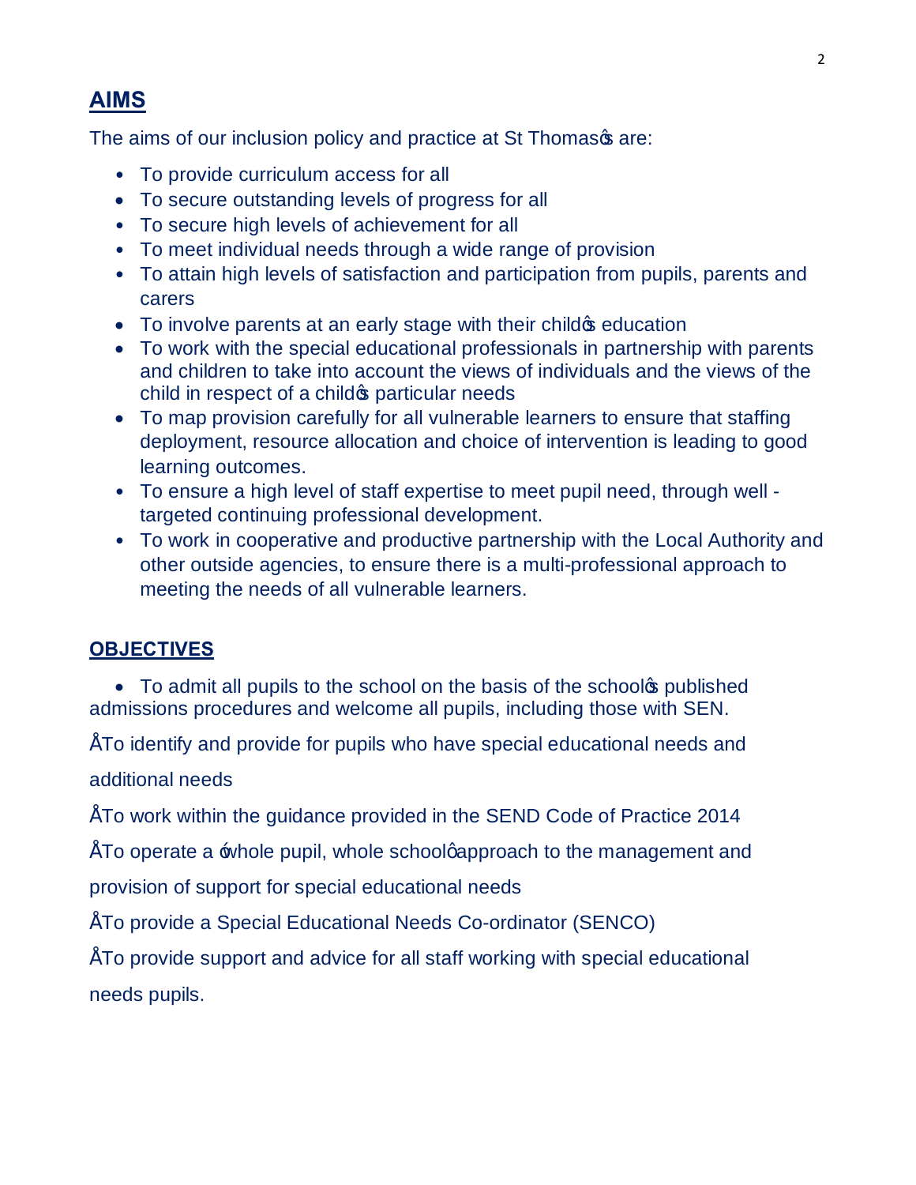## AIMS

The aims of our inclusion policy and practice at St Thomas's are:

- To provide curriculum access for all
- To secure outstanding levels of progress for all
- To secure high levels of achievement for all
- To meet individual needs through a wide range of provision
- To attain high levels of satisfaction and participation from pupils, parents and carers
- To involve parents at an early stage with their child's education
- To work with the special educational professionals in partnership with parents and children to take into account the views of individuals and the views of the child in respect of a child's particular needs
- To map provision carefully for all vulnerable learners to ensure that staffing deployment, resource allocation and choice of intervention is leading to good learning outcomes.
- To ensure a high level of staff expertise to meet pupil need, through well - targeted continuing professional development.
- To work in cooperative and productive partnership with the Local Authority and other outside agencies, to ensure there is a multi-professional approach to meeting the needs of all vulnerable learners.

## OBJECTIVES

- To admit all pupils to the school on the basis of the school's published admissions procedures and welcome all pupils, including those with SEN.
- To identify and provide for pupils who have special educational needs and additional needs
- To work within the guidance provided in the SEND Code of Practice 2014
- To operate a 'whole pupil, whole school' approach to the management and provision of support for special educational needs
- To provide a Special Educational Needs Co-ordinator (SENCO)
- To provide support and advice for all staff working with special educational needs pupils.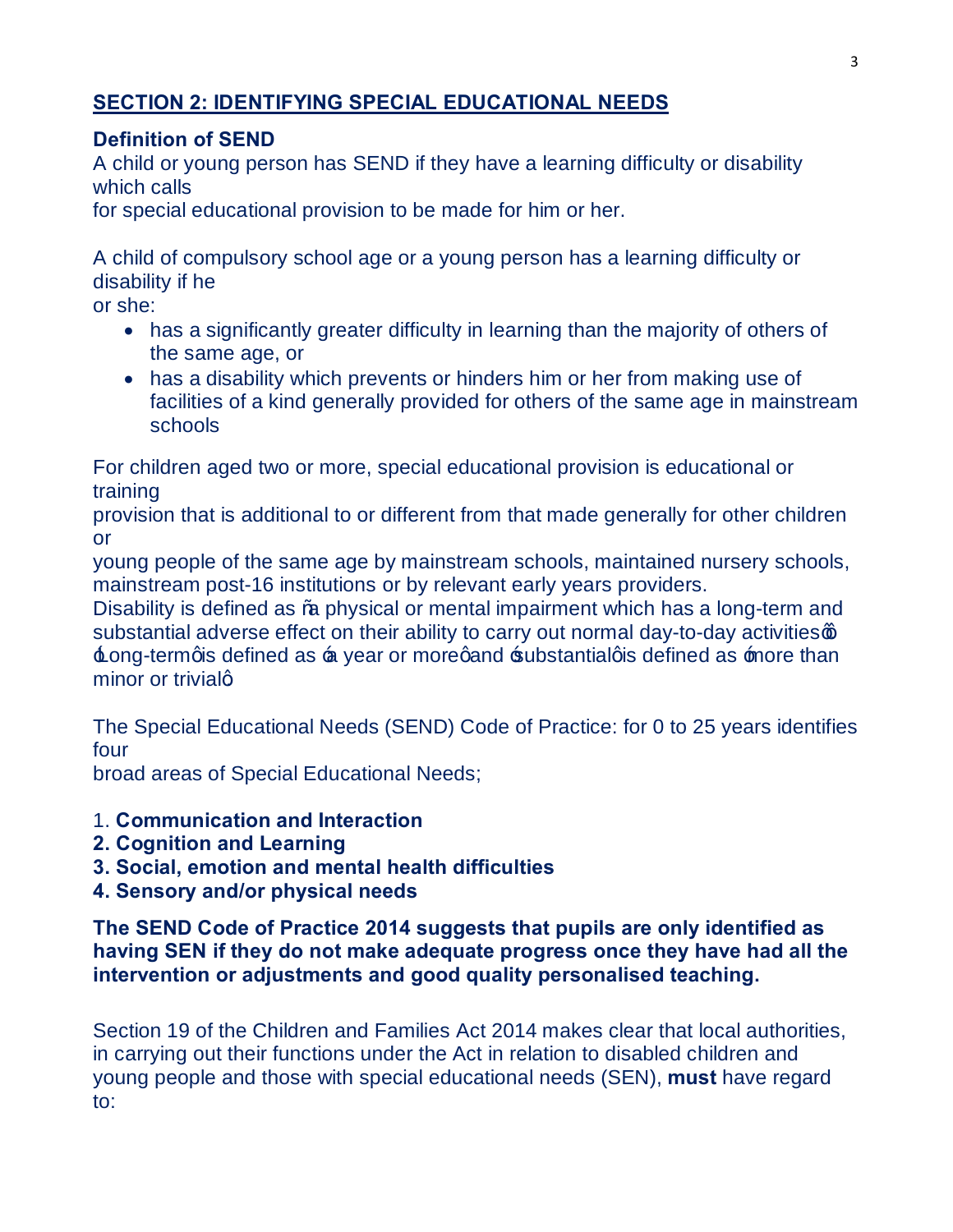## SECTION 2: IDENTIFYING SPECIAL EDUCATIONAL NEEDS

### Definition of SEND

A child or young person has SEND if they have a learning difficulty or disability which calls for special educational provision to be made for him or her.

A child of compulsory school age or a young person has a learning difficulty or disability if he or she:

- has a significantly greater difficulty in learning than the majority of others of the same age, or
- has a disability which prevents or hinders him or her from making use of facilities of a kind generally provided for others of the same age in mainstream schools

For children aged two or more, special educational provision is educational or training provision that is additional to or different from that made generally for other children or young people of the same age by mainstream schools, maintained nursery schools, mainstream post-16 institutions or by relevant early years providers.
Disability is defined as "a physical or mental impairment which has a long-term and substantial adverse effect on their ability to carry out normal day-to-day activities". 'Long-term' is defined as 'a year or more' and 'substantial' is defined as 'more than minor or trivial'.

The Special Educational Needs (SEND) Code of Practice: for 0 to 25 years identifies four broad areas of Special Educational Needs;

1. **Communication and Interaction**
2. **Cognition and Learning**
3. **Social, emotion and mental health difficulties**
4. **Sensory and/or physical needs**

**The SEND Code of Practice 2014 suggests that pupils are only identified as having SEN if they do not make adequate progress once they have had all the intervention or adjustments and good quality personalised teaching.**

Section 19 of the Children and Families Act 2014 makes clear that local authorities, in carrying out their functions under the Act in relation to disabled children and young people and those with special educational needs (SEN), **must** have regard to: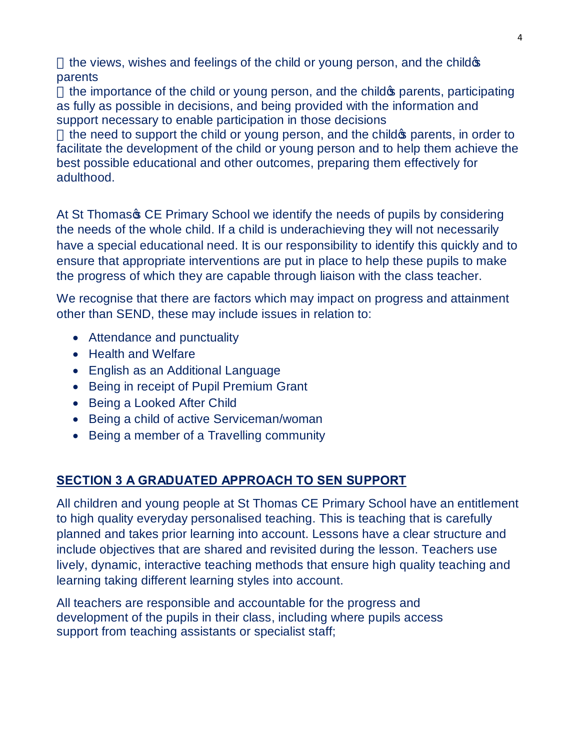- the views, wishes and feelings of the child or young person, and the child's parents
- the importance of the child or young person, and the child's parents, participating as fully as possible in decisions, and being provided with the information and support necessary to enable participation in those decisions
- the need to support the child or young person, and the child's parents, in order to facilitate the development of the child or young person and to help them achieve the best possible educational and other outcomes, preparing them effectively for adulthood.

At St Thomas's CE Primary School we identify the needs of pupils by considering the needs of the whole child. If a child is underachieving they will not necessarily have a special educational need. It is our responsibility to identify this quickly and to ensure that appropriate interventions are put in place to help these pupils to make the progress of which they are capable through liaison with the class teacher.

We recognise that there are factors which may impact on progress and attainment other than SEND, these may include issues in relation to:

- Attendance and punctuality
- Health and Welfare
- English as an Additional Language
- Being in receipt of Pupil Premium Grant
- Being a Looked After Child
- Being a child of active Serviceman/woman
- Being a member of a Travelling community

## SECTION 3 A GRADUATED APPROACH TO SEN SUPPORT

All children and young people at St Thomas CE Primary School have an entitlement to high quality everyday personalised teaching. This is teaching that is carefully planned and takes prior learning into account. Lessons have a clear structure and include objectives that are shared and revisited during the lesson. Teachers use lively, dynamic, interactive teaching methods that ensure high quality teaching and learning taking different learning styles into account.

All teachers are responsible and accountable for the progress and development of the pupils in their class, including where pupils access support from teaching assistants or specialist staff;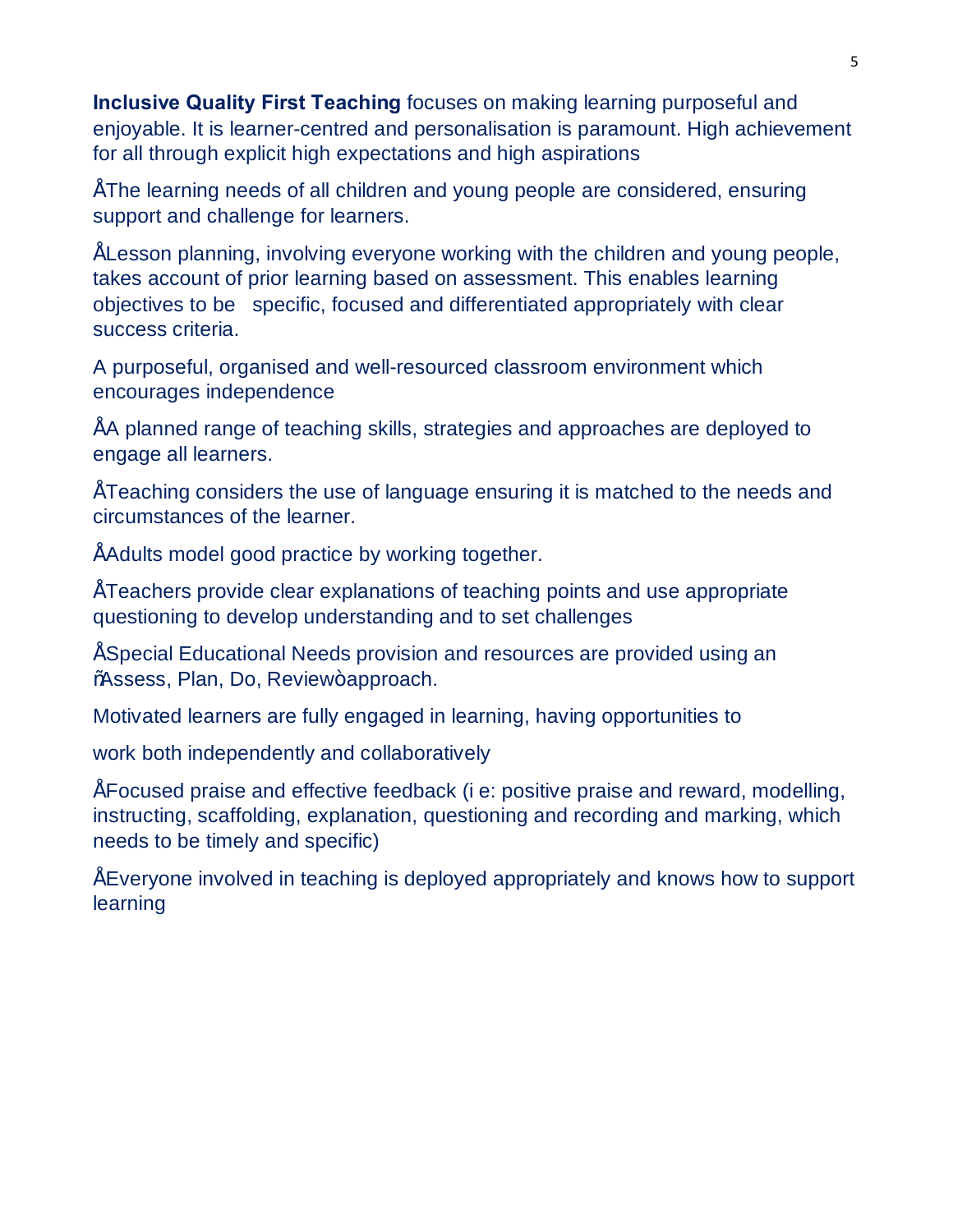**Inclusive Quality First Teaching** focuses on making learning purposeful and enjoyable. It is learner-centred and personalisation is paramount. High achievement for all through explicit high expectations and high aspirations

- The learning needs of all children and young people are considered, ensuring support and challenge for learners.
- Lesson planning, involving everyone working with the children and young people, takes account of prior learning based on assessment. This enables learning objectives to be specific, focused and differentiated appropriately with clear success criteria.

A purposeful, organised and well-resourced classroom environment which encourages independence

- A planned range of teaching skills, strategies and approaches are deployed to engage all learners.
- Teaching considers the use of language ensuring it is matched to the needs and circumstances of the learner.
- Adults model good practice by working together.
- Teachers provide clear explanations of teaching points and use appropriate questioning to develop understanding and to set challenges
- Special Educational Needs provision and resources are provided using an "Assess, Plan, Do, Review" approach.

Motivated learners are fully engaged in learning, having opportunities to

work both independently and collaboratively

- Focused praise and effective feedback (i e: positive praise and reward, modelling, instructing, scaffolding, explanation, questioning and recording and marking, which needs to be timely and specific)
- Everyone involved in teaching is deployed appropriately and knows how to support learning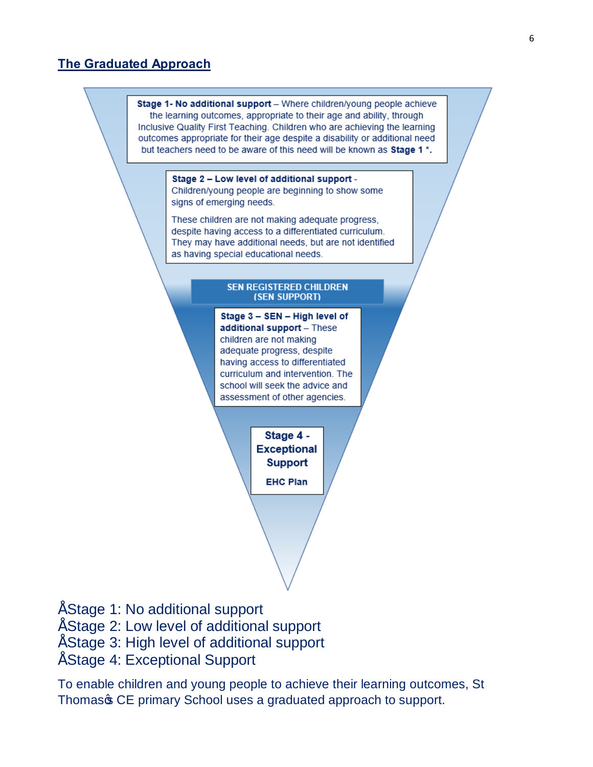## The Graduated Approach

**Stage 1- No additional support** – Where children/young people achieve the learning outcomes, appropriate to their age and ability, through Inclusive Quality First Teaching. Children who are achieving the learning outcomes appropriate for their age despite a disability or additional need but teachers need to be aware of this need will be known as **Stage 1 *.**

**Stage 2 – Low level of additional support** - Children/young people are beginning to show some signs of emerging needs.

These children are not making adequate progress, despite having access to a differentiated curriculum. They may have additional needs, but are not identified as having special educational needs.

**SEN REGISTERED CHILDREN (SEN SUPPORT)**

**Stage 3 – SEN – High level of additional support** – These children are not making adequate progress, despite having access to differentiated curriculum and intervention. The school will seek the advice and assessment of other agencies.

**Stage 4 - Exceptional Support**

**EHC Plan**

- Stage 1: No additional support
- Stage 2: Low level of additional support
- Stage 3: High level of additional support
- Stage 4: Exceptional Support

To enable children and young people to achieve their learning outcomes, St Thomas's CE primary School uses a graduated approach to support.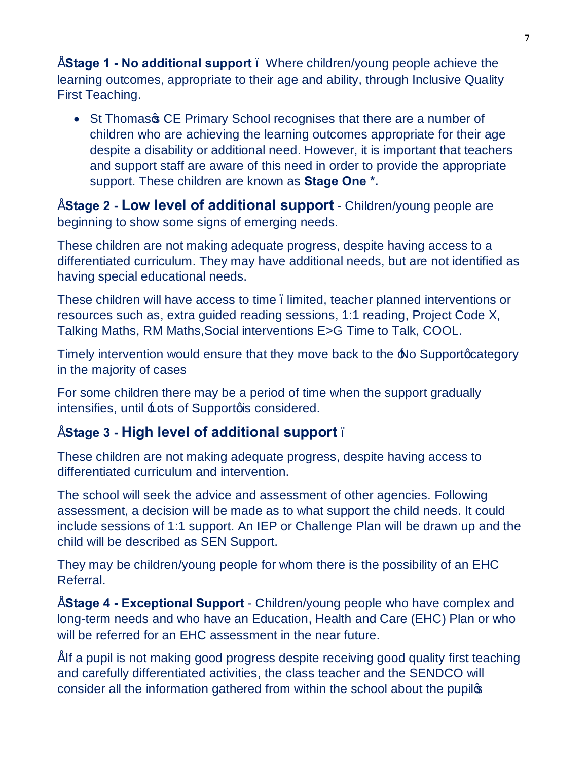• **Stage 1 - No additional support** – Where children/young people achieve the learning outcomes, appropriate to their age and ability, through Inclusive Quality First Teaching.

- St Thomas's CE Primary School recognises that there are a number of children who are achieving the learning outcomes appropriate for their age despite a disability or additional need. However, it is important that teachers and support staff are aware of this need in order to provide the appropriate support. These children are known as **Stage One *.**

• **Stage 2 - Low level of additional support** - Children/young people are beginning to show some signs of emerging needs.

These children are not making adequate progress, despite having access to a differentiated curriculum. They may have additional needs, but are not identified as having special educational needs.

These children will have access to time – limited, teacher planned interventions or resources such as, extra guided reading sessions, 1:1 reading, Project Code X, Talking Maths, RM Maths,Social interventions E>G Time to Talk, COOL.

Timely intervention would ensure that they move back to the 'No Support' category in the majority of cases

For some children there may be a period of time when the support gradually intensifies, until 'Lots of Support' is considered.

• **Stage 3 - High level of additional support** –

These children are not making adequate progress, despite having access to differentiated curriculum and intervention.

The school will seek the advice and assessment of other agencies. Following assessment, a decision will be made as to what support the child needs. It could include sessions of 1:1 support. An IEP or Challenge Plan will be drawn up and the child will be described as SEN Support.

They may be children/young people for whom there is the possibility of an EHC Referral.

• **Stage 4 - Exceptional Support** - Children/young people who have complex and long-term needs and who have an Education, Health and Care (EHC) Plan or who will be referred for an EHC assessment in the near future.

• If a pupil is not making good progress despite receiving good quality first teaching and carefully differentiated activities, the class teacher and the SENDCO will consider all the information gathered from within the school about the pupil's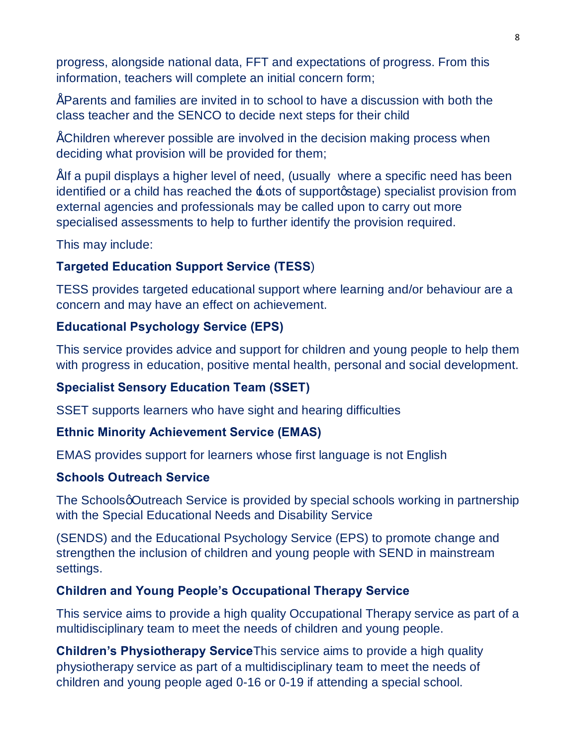progress, alongside national data, FFT and expectations of progress. From this information, teachers will complete an initial concern form;

- Parents and families are invited in to school to have a discussion with both the class teacher and the SENCO to decide next steps for their child
- Children wherever possible are involved in the decision making process when deciding what provision will be provided for them;
- If a pupil displays a higher level of need, (usually where a specific need has been identified or a child has reached the 'Lots of support' stage) specialist provision from external agencies and professionals may be called upon to carry out more specialised assessments to help to further identify the provision required.

This may include:

**Targeted Education Support Service (TESS)**

TESS provides targeted educational support where learning and/or behaviour are a concern and may have an effect on achievement.

**Educational Psychology Service (EPS)**

This service provides advice and support for children and young people to help them with progress in education, positive mental health, personal and social development.

**Specialist Sensory Education Team (SSET)**

SSET supports learners who have sight and hearing difficulties

**Ethnic Minority Achievement Service (EMAS)**

EMAS provides support for learners whose first language is not English

**Schools Outreach Service**

The Schools' Outreach Service is provided by special schools working in partnership with the Special Educational Needs and Disability Service

(SENDS) and the Educational Psychology Service (EPS) to promote change and strengthen the inclusion of children and young people with SEND in mainstream settings.

**Children and Young People's Occupational Therapy Service**

This service aims to provide a high quality Occupational Therapy service as part of a multidisciplinary team to meet the needs of children and young people.

**Children's Physiotherapy Service** This service aims to provide a high quality physiotherapy service as part of a multidisciplinary team to meet the needs of children and young people aged 0-16 or 0-19 if attending a special school.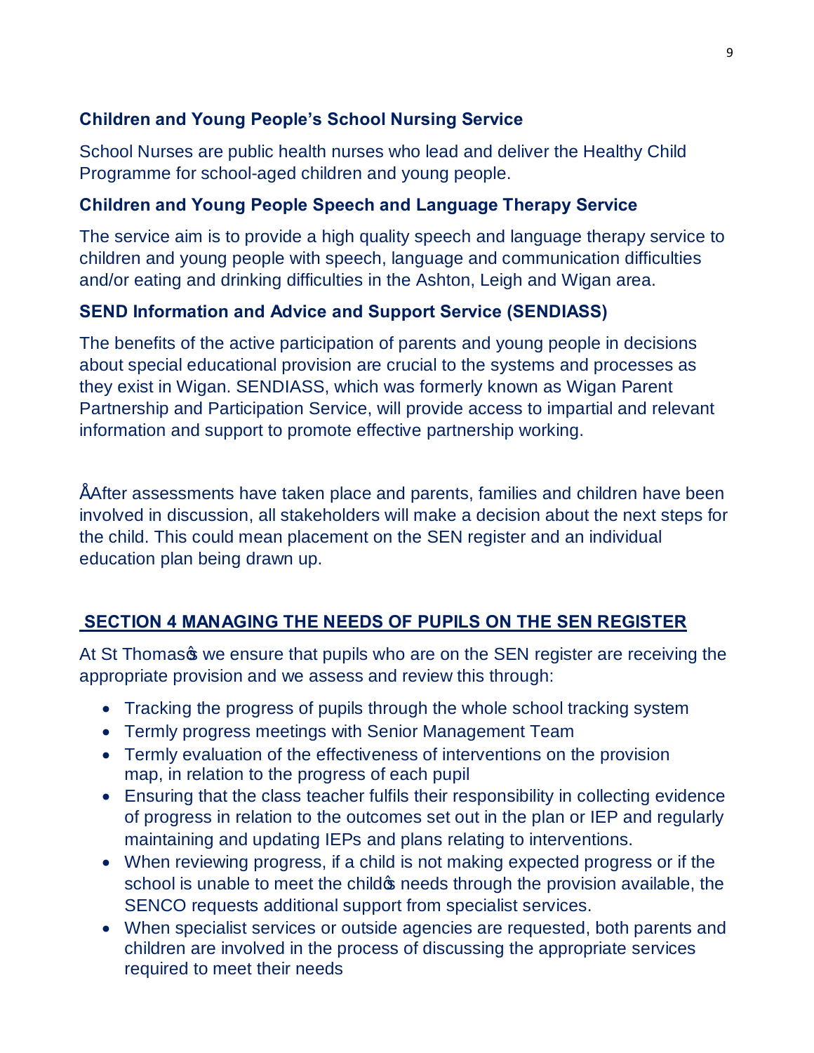### Children and Young People's School Nursing Service

School Nurses are public health nurses who lead and deliver the Healthy Child Programme for school-aged children and young people.

### Children and Young People Speech and Language Therapy Service

The service aim is to provide a high quality speech and language therapy service to children and young people with speech, language and communication difficulties and/or eating and drinking difficulties in the Ashton, Leigh and Wigan area.

### SEND Information and Advice and Support Service (SENDIASS)

The benefits of the active participation of parents and young people in decisions about special educational provision are crucial to the systems and processes as they exist in Wigan. SENDIASS, which was formerly known as Wigan Parent Partnership and Participation Service, will provide access to impartial and relevant information and support to promote effective partnership working.

ÅAfter assessments have taken place and parents, families and children have been involved in discussion, all stakeholders will make a decision about the next steps for the child. This could mean placement on the SEN register and an individual education plan being drawn up.

## SECTION 4 MANAGING THE NEEDS OF PUPILS ON THE SEN REGISTER

At St Thomas's we ensure that pupils who are on the SEN register are receiving the appropriate provision and we assess and review this through:

- Tracking the progress of pupils through the whole school tracking system
- Termly progress meetings with Senior Management Team
- Termly evaluation of the effectiveness of interventions on the provision map, in relation to the progress of each pupil
- Ensuring that the class teacher fulfils their responsibility in collecting evidence of progress in relation to the outcomes set out in the plan or IEP and regularly maintaining and updating IEPs and plans relating to interventions.
- When reviewing progress, if a child is not making expected progress or if the school is unable to meet the child's needs through the provision available, the SENCO requests additional support from specialist services.
- When specialist services or outside agencies are requested, both parents and children are involved in the process of discussing the appropriate services required to meet their needs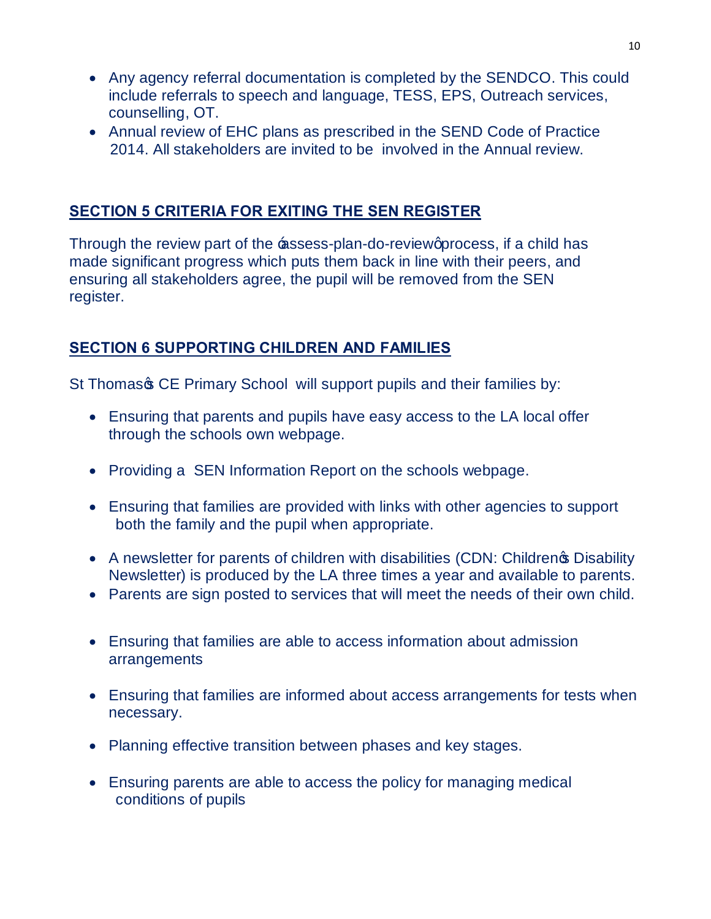- Any agency referral documentation is completed by the SENDCO. This could include referrals to speech and language, TESS, EPS, Outreach services, counselling, OT.
- Annual review of EHC plans as prescribed in the SEND Code of Practice 2014. All stakeholders are invited to be involved in the Annual review.

## SECTION 5 CRITERIA FOR EXITING THE SEN REGISTER

Through the review part of the 'assess-plan-do-review' process, if a child has made significant progress which puts them back in line with their peers, and ensuring all stakeholders agree, the pupil will be removed from the SEN register.

## SECTION 6 SUPPORTING CHILDREN AND FAMILIES

St Thomas's CE Primary School will support pupils and their families by:

- Ensuring that parents and pupils have easy access to the LA local offer through the schools own webpage.
- Providing a SEN Information Report on the schools webpage.
- Ensuring that families are provided with links with other agencies to support both the family and the pupil when appropriate.
- A newsletter for parents of children with disabilities (CDN: Children's Disability Newsletter) is produced by the LA three times a year and available to parents.
- Parents are sign posted to services that will meet the needs of their own child.
- Ensuring that families are able to access information about admission arrangements
- Ensuring that families are informed about access arrangements for tests when necessary.
- Planning effective transition between phases and key stages.
- Ensuring parents are able to access the policy for managing medical conditions of pupils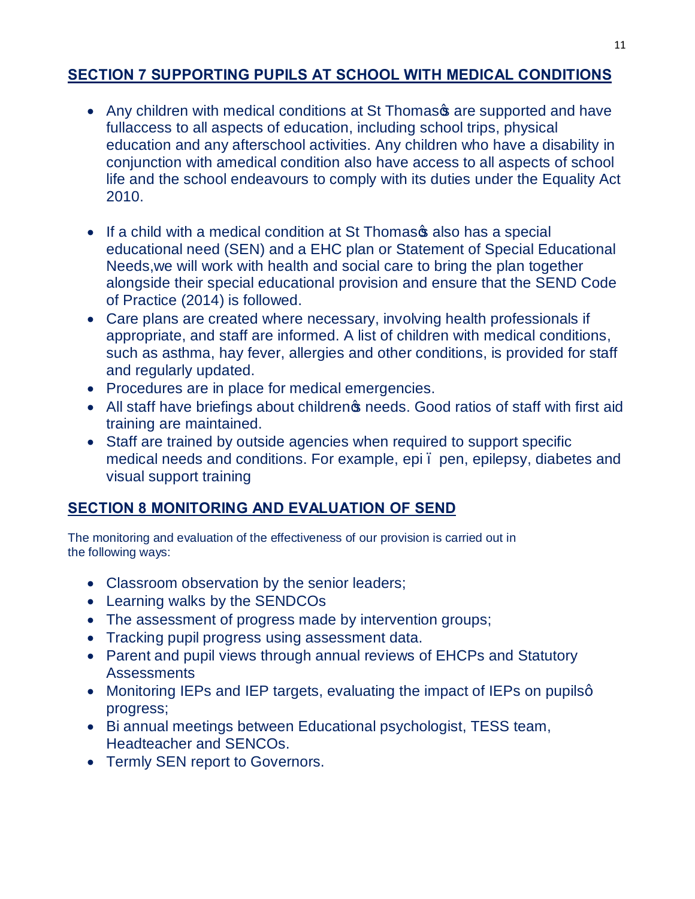## SECTION 7 SUPPORTING PUPILS AT SCHOOL WITH MEDICAL CONDITIONS

- Any children with medical conditions at St Thomas❳ are supported and have fullaccess to all aspects of education, including school trips, physical education and any afterschool activities. Any children who have a disability in conjunction with amedical condition also have access to all aspects of school life and the school endeavours to comply with its duties under the Equality Act 2010.

- If a child with a medical condition at St Thomas❳ also has a special educational need (SEN) and a EHC plan or Statement of Special Educational Needs,we will work with health and social care to bring the plan together alongside their special educational provision and ensure that the SEND Code of Practice (2014) is followed.
- Care plans are created where necessary, involving health professionals if appropriate, and staff are informed. A list of children with medical conditions, such as asthma, hay fever, allergies and other conditions, is provided for staff and regularly updated.
- Procedures are in place for medical emergencies.
- All staff have briefings about children❳ needs. Good ratios of staff with first aid training are maintained.
- Staff are trained by outside agencies when required to support specific medical needs and conditions. For example, epi ï pen, epilepsy, diabetes and visual support training

## SECTION 8 MONITORING AND EVALUATION OF SEND

The monitoring and evaluation of the effectiveness of our provision is carried out in the following ways:

- Classroom observation by the senior leaders;
- Learning walks by the SENDCOs
- The assessment of progress made by intervention groups;
- Tracking pupil progress using assessment data.
- Parent and pupil views through annual reviews of EHCPs and Statutory Assessments
- Monitoring IEPs and IEP targets, evaluating the impact of IEPs on pupilsô progress;
- Bi annual meetings between Educational psychologist, TESS team, Headteacher and SENCOs.
- Termly SEN report to Governors.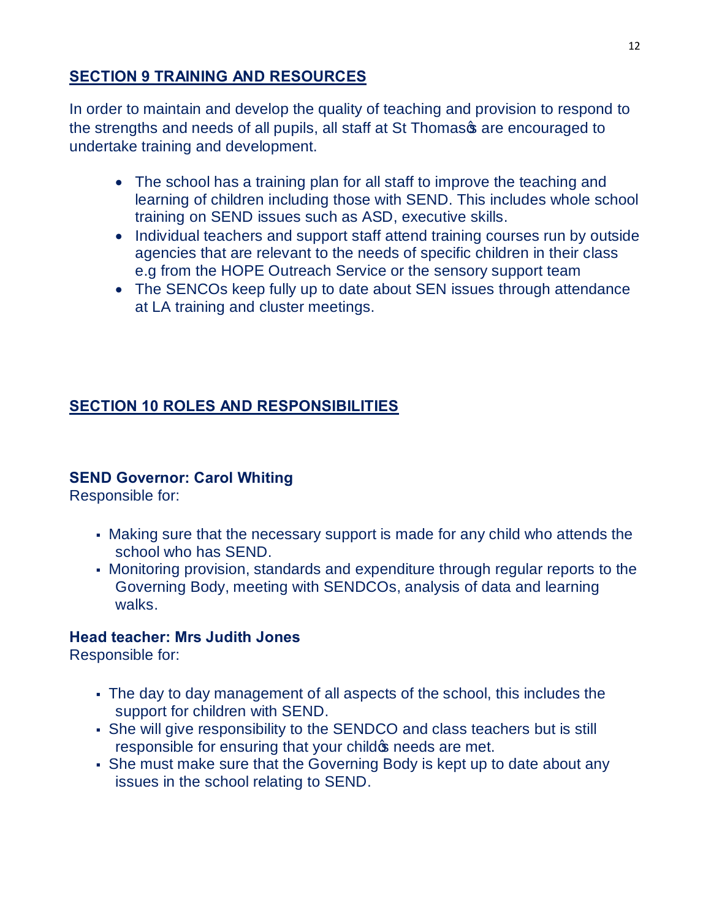## SECTION 9 TRAINING AND RESOURCES

In order to maintain and develop the quality of teaching and provision to respond to the strengths and needs of all pupils, all staff at St Thomas's are encouraged to undertake training and development.

- The school has a training plan for all staff to improve the teaching and learning of children including those with SEND. This includes whole school training on SEND issues such as ASD, executive skills.
- Individual teachers and support staff attend training courses run by outside agencies that are relevant to the needs of specific children in their class e.g from the HOPE Outreach Service or the sensory support team
- The SENCOs keep fully up to date about SEN issues through attendance at LA training and cluster meetings.

## SECTION 10 ROLES AND RESPONSIBILITIES

**SEND Governor: Carol Whiting**
Responsible for:

- Making sure that the necessary support is made for any child who attends the school who has SEND.
- Monitoring provision, standards and expenditure through regular reports to the Governing Body, meeting with SENDCOs, analysis of data and learning walks.

**Head teacher: Mrs Judith Jones**
Responsible for:

- The day to day management of all aspects of the school, this includes the support for children with SEND.
- She will give responsibility to the SENDCO and class teachers but is still responsible for ensuring that your child's needs are met.
- She must make sure that the Governing Body is kept up to date about any issues in the school relating to SEND.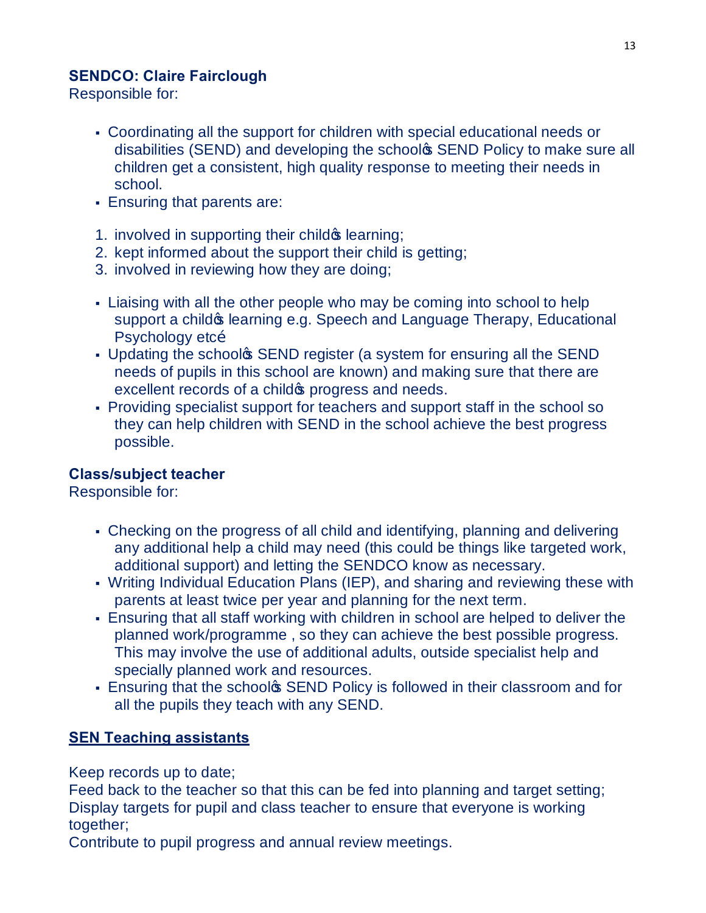**SENDCO: Claire Fairclough**

Responsible for:

- Coordinating all the support for children with special educational needs or disabilities (SEND) and developing the school's SEND Policy to make sure all children get a consistent, high quality response to meeting their needs in school.
- Ensuring that parents are:

1. involved in supporting their child's learning;
2. kept informed about the support their child is getting;
3. involved in reviewing how they are doing;

- Liaising with all the other people who may be coming into school to help support a child's learning e.g. Speech and Language Therapy, Educational Psychology etc…
- Updating the school's SEND register (a system for ensuring all the SEND needs of pupils in this school are known) and making sure that there are excellent records of a child's progress and needs.
- Providing specialist support for teachers and support staff in the school so they can help children with SEND in the school achieve the best progress possible.

**Class/subject teacher**

Responsible for:

- Checking on the progress of all child and identifying, planning and delivering any additional help a child may need (this could be things like targeted work, additional support) and letting the SENDCO know as necessary.
- Writing Individual Education Plans (IEP), and sharing and reviewing these with parents at least twice per year and planning for the next term.
- Ensuring that all staff working with children in school are helped to deliver the planned work/programme , so they can achieve the best possible progress. This may involve the use of additional adults, outside specialist help and specially planned work and resources.
- Ensuring that the school's SEND Policy is followed in their classroom and for all the pupils they teach with any SEND.

**<u>SEN Teaching assistants</u>**

Keep records up to date;
Feed back to the teacher so that this can be fed into planning and target setting;
Display targets for pupil and class teacher to ensure that everyone is working together;
Contribute to pupil progress and annual review meetings.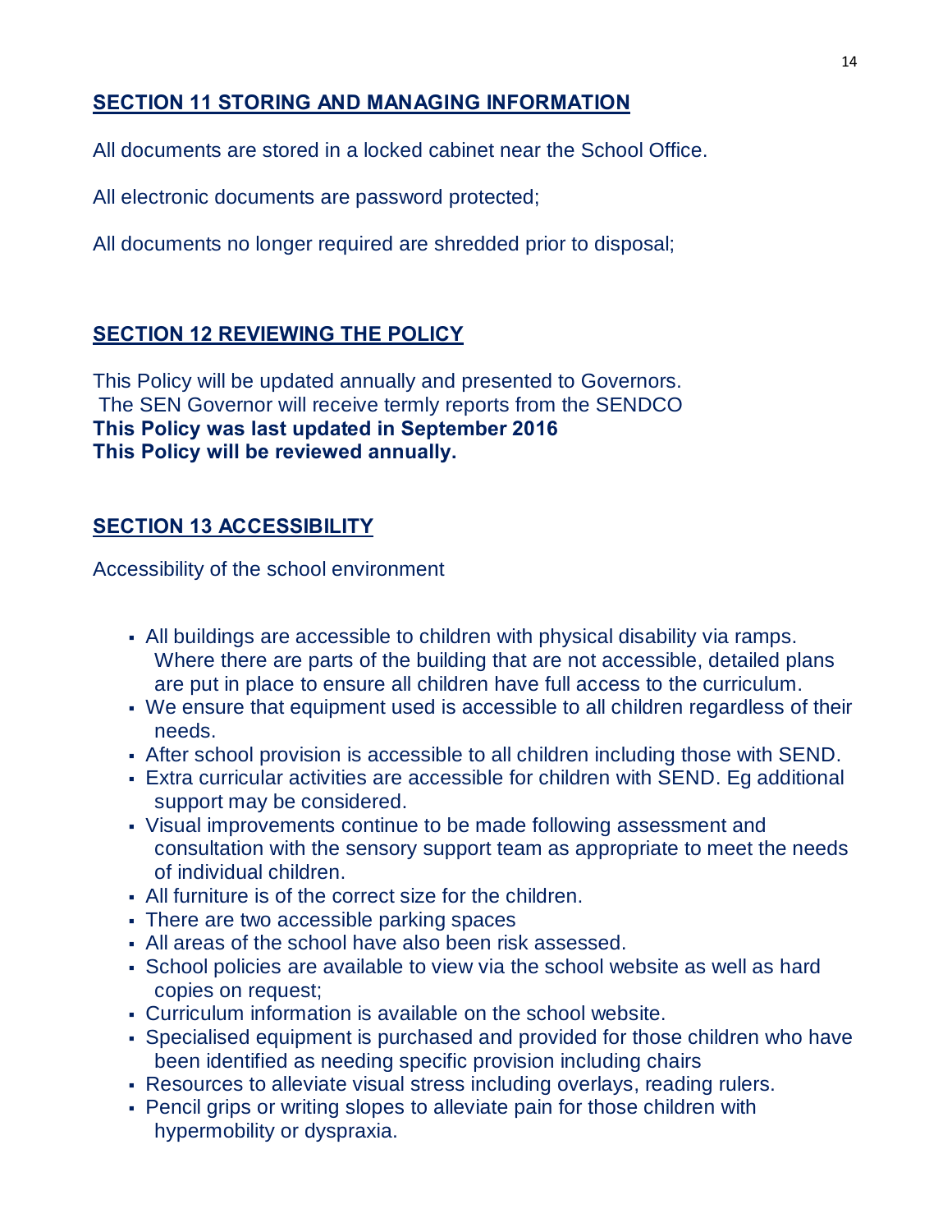## SECTION 11 STORING AND MANAGING INFORMATION

All documents are stored in a locked cabinet near the School Office.

All electronic documents are password protected;

All documents no longer required are shredded prior to disposal;

## SECTION 12 REVIEWING THE POLICY

This Policy will be updated annually and presented to Governors.
The SEN Governor will receive termly reports from the SENDCO
**This Policy was last updated in September 2016**
**This Policy will be reviewed annually.**

## SECTION 13 ACCESSIBILITY

Accessibility of the school environment

- All buildings are accessible to children with physical disability via ramps. Where there are parts of the building that are not accessible, detailed plans are put in place to ensure all children have full access to the curriculum.
- We ensure that equipment used is accessible to all children regardless of their needs.
- After school provision is accessible to all children including those with SEND.
- Extra curricular activities are accessible for children with SEND. Eg additional support may be considered.
- Visual improvements continue to be made following assessment and consultation with the sensory support team as appropriate to meet the needs of individual children.
- All furniture is of the correct size for the children.
- There are two accessible parking spaces
- All areas of the school have also been risk assessed.
- School policies are available to view via the school website as well as hard copies on request;
- Curriculum information is available on the school website.
- Specialised equipment is purchased and provided for those children who have been identified as needing specific provision including chairs
- Resources to alleviate visual stress including overlays, reading rulers.
- Pencil grips or writing slopes to alleviate pain for those children with hypermobility or dyspraxia.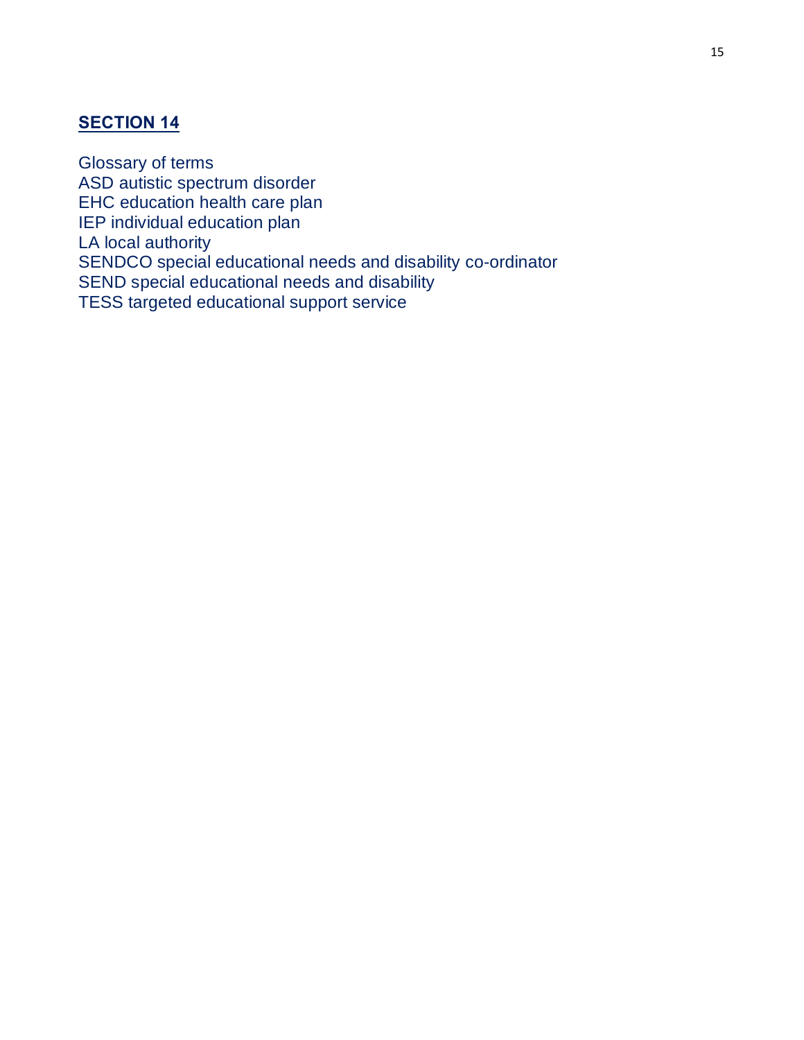## SECTION 14

Glossary of terms

ASD autistic spectrum disorder
EHC education health care plan
IEP individual education plan
LA local authority
SENDCO special educational needs and disability co-ordinator
SEND special educational needs and disability
TESS targeted educational support service